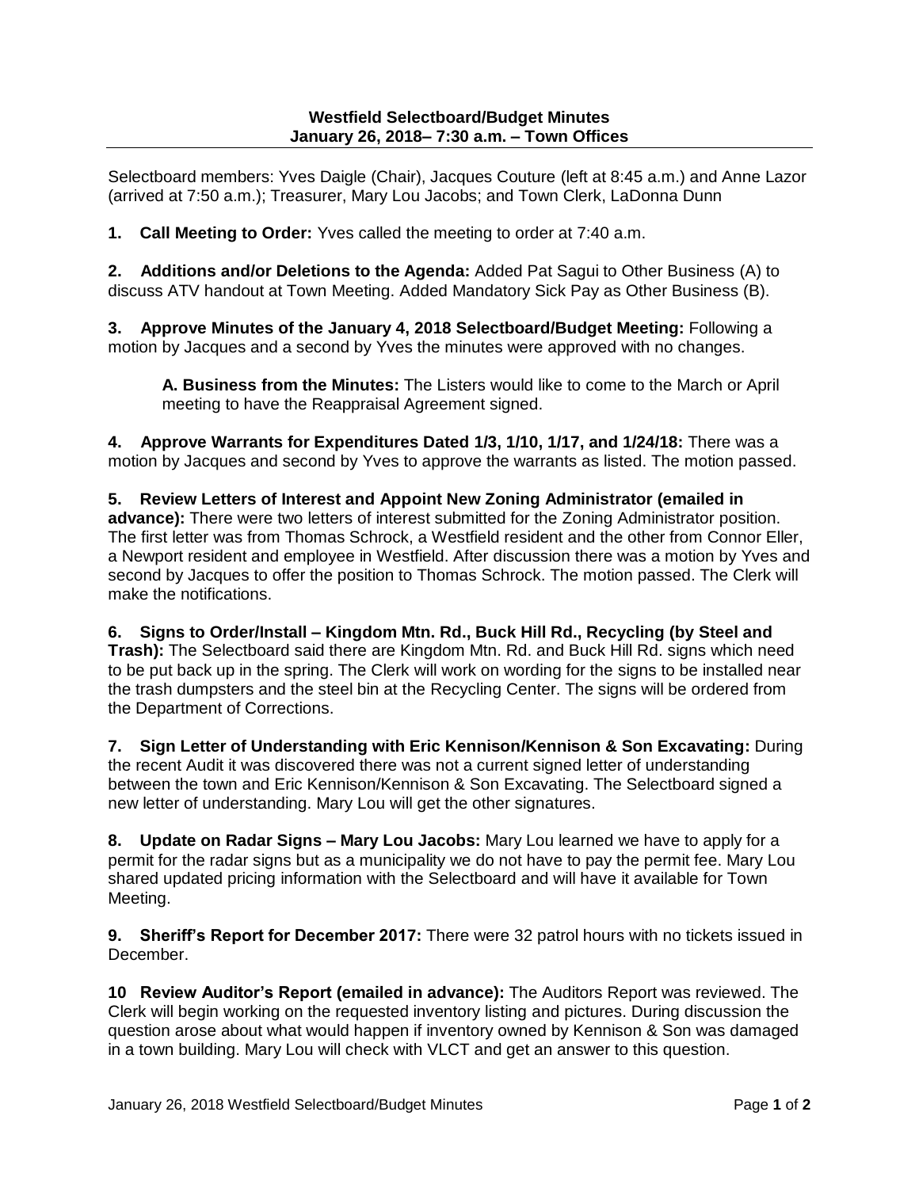**Westfield Selectboard/Budget Minutes**
**January 26, 2018– 7:30 a.m. – Town Offices**

Selectboard members: Yves Daigle (Chair), Jacques Couture (left at 8:45 a.m.) and Anne Lazor (arrived at 7:50 a.m.); Treasurer, Mary Lou Jacobs; and Town Clerk, LaDonna Dunn

**1. Call Meeting to Order:** Yves called the meeting to order at 7:40 a.m.

**2. Additions and/or Deletions to the Agenda:** Added Pat Sagui to Other Business (A) to discuss ATV handout at Town Meeting. Added Mandatory Sick Pay as Other Business (B).

**3. Approve Minutes of the January 4, 2018 Selectboard/Budget Meeting:** Following a motion by Jacques and a second by Yves the minutes were approved with no changes.

> **A. Business from the Minutes:** The Listers would like to come to the March or April meeting to have the Reappraisal Agreement signed.

**4. Approve Warrants for Expenditures Dated 1/3, 1/10, 1/17, and 1/24/18:** There was a motion by Jacques and second by Yves to approve the warrants as listed. The motion passed.

**5. Review Letters of Interest and Appoint New Zoning Administrator (emailed in advance):** There were two letters of interest submitted for the Zoning Administrator position. The first letter was from Thomas Schrock, a Westfield resident and the other from Connor Eller, a Newport resident and employee in Westfield. After discussion there was a motion by Yves and second by Jacques to offer the position to Thomas Schrock. The motion passed. The Clerk will make the notifications.

**6. Signs to Order/Install – Kingdom Mtn. Rd., Buck Hill Rd., Recycling (by Steel and Trash):** The Selectboard said there are Kingdom Mtn. Rd. and Buck Hill Rd. signs which need to be put back up in the spring. The Clerk will work on wording for the signs to be installed near the trash dumpsters and the steel bin at the Recycling Center. The signs will be ordered from the Department of Corrections.

**7. Sign Letter of Understanding with Eric Kennison/Kennison & Son Excavating:** During the recent Audit it was discovered there was not a current signed letter of understanding between the town and Eric Kennison/Kennison & Son Excavating. The Selectboard signed a new letter of understanding. Mary Lou will get the other signatures.

**8. Update on Radar Signs – Mary Lou Jacobs:** Mary Lou learned we have to apply for a permit for the radar signs but as a municipality we do not have to pay the permit fee. Mary Lou shared updated pricing information with the Selectboard and will have it available for Town Meeting.

**9. Sheriff's Report for December 2017:** There were 32 patrol hours with no tickets issued in December.

**10 Review Auditor's Report (emailed in advance):** The Auditors Report was reviewed. The Clerk will begin working on the requested inventory listing and pictures. During discussion the question arose about what would happen if inventory owned by Kennison & Son was damaged in a town building. Mary Lou will check with VLCT and get an answer to this question.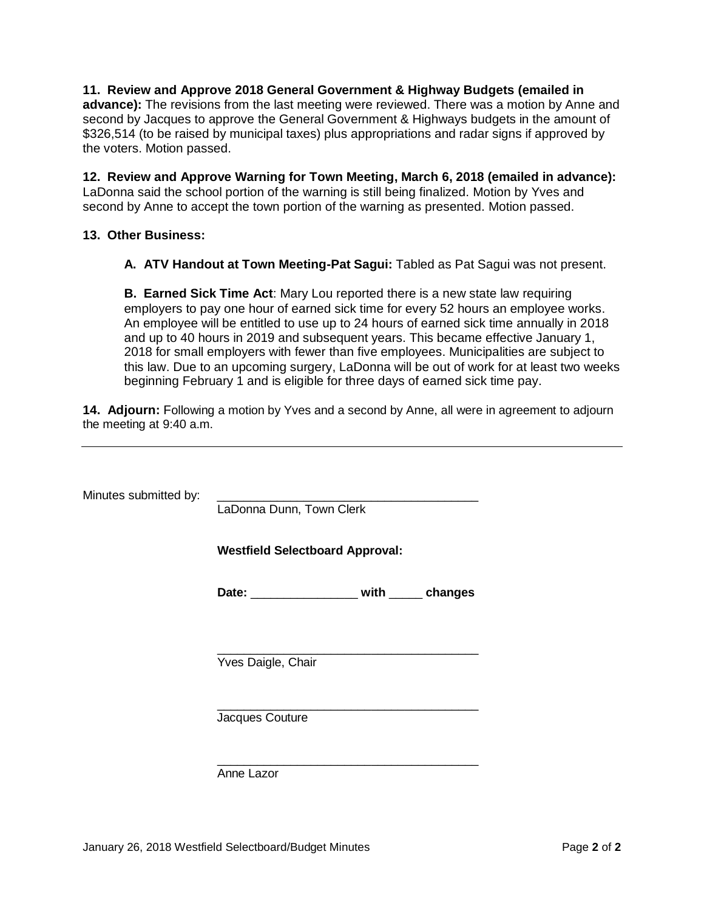**11. Review and Approve 2018 General Government & Highway Budgets (emailed in advance):** The revisions from the last meeting were reviewed. There was a motion by Anne and second by Jacques to approve the General Government & Highways budgets in the amount of $326,514 (to be raised by municipal taxes) plus appropriations and radar signs if approved by the voters. Motion passed.

**12. Review and Approve Warning for Town Meeting, March 6, 2018 (emailed in advance):** LaDonna said the school portion of the warning is still being finalized. Motion by Yves and second by Anne to accept the town portion of the warning as presented. Motion passed.

**13. Other Business:**

> **A. ATV Handout at Town Meeting-Pat Sagui:** Tabled as Pat Sagui was not present.
>
> **B. Earned Sick Time Act**: Mary Lou reported there is a new state law requiring employers to pay one hour of earned sick time for every 52 hours an employee works. An employee will be entitled to use up to 24 hours of earned sick time annually in 2018 and up to 40 hours in 2019 and subsequent years. This became effective January 1, 2018 for small employers with fewer than five employees. Municipalities are subject to this law. Due to an upcoming surgery, LaDonna will be out of work for at least two weeks beginning February 1 and is eligible for three days of earned sick time pay.

**14. Adjourn:** Following a motion by Yves and a second by Anne, all were in agreement to adjourn the meeting at 9:40 a.m.

---

Minutes submitted by: \_\_\_\_\_\_\_\_\_\_\_\_\_\_\_\_\_\_\_\_\_\_\_\_\_\_\_\_\_\_\_\_\_\_\_\_\_\_\_\_
LaDonna Dunn, Town Clerk

**Westfield Selectboard Approval:**

**Date:** \_\_\_\_\_\_\_\_\_\_\_\_\_\_\_\_ **with** \_\_\_\_\_ **changes**

\_\_\_\_\_\_\_\_\_\_\_\_\_\_\_\_\_\_\_\_\_\_\_\_\_\_\_\_\_\_\_\_\_\_\_\_\_\_\_\_
Yves Daigle, Chair

\_\_\_\_\_\_\_\_\_\_\_\_\_\_\_\_\_\_\_\_\_\_\_\_\_\_\_\_\_\_\_\_\_\_\_\_\_\_\_\_
Jacques Couture

\_\_\_\_\_\_\_\_\_\_\_\_\_\_\_\_\_\_\_\_\_\_\_\_\_\_\_\_\_\_\_\_\_\_\_\_\_\_\_\_
Anne Lazor